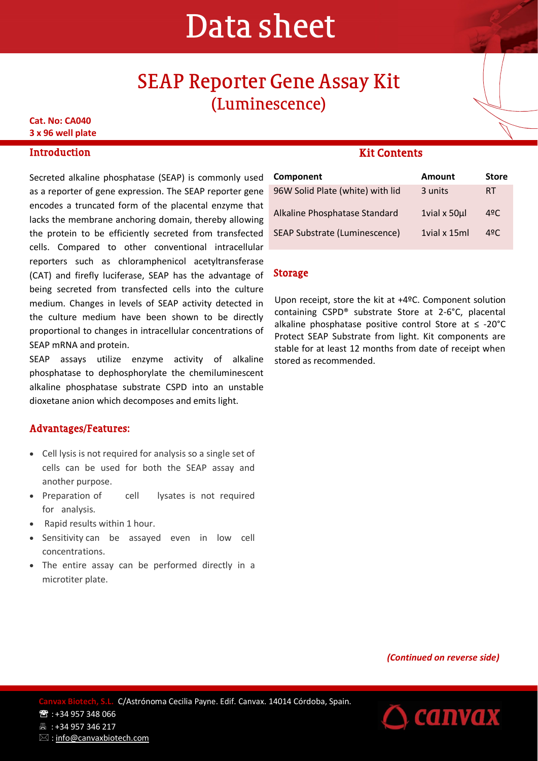# Data sheet

## SEAP Reporter Gene Assay Kit
## (Luminescence)

**Cat. No: CA040**
**3 x 96 well plate**

### Introduction

Secreted alkaline phosphatase (SEAP) is commonly used as a reporter of gene expression. The SEAP reporter gene encodes a truncated form of the placental enzyme that lacks the membrane anchoring domain, thereby allowing the protein to be efficiently secreted from transfected cells. Compared to other conventional intracellular reporters such as chloramphenicol acetyltransferase (CAT) and firefly luciferase, SEAP has the advantage of being secreted from transfected cells into the culture medium. Changes in levels of SEAP activity detected in the culture medium have been shown to be directly proportional to changes in intracellular concentrations of SEAP mRNA and protein.

SEAP assays utilize enzyme activity of alkaline phosphatase to dephosphorylate the chemiluminescent alkaline phosphatase substrate CSPD into an unstable dioxetane anion which decomposes and emits light.

### Advantages/Features:

- Cell lysis is not required for analysis so a single set of cells can be used for both the SEAP assay and another purpose.
- Preparation of cell lysates is not required for analysis.
- Rapid results within 1 hour.
- Sensitivity can be assayed even in low cell concentrations.
- The entire assay can be performed directly in a microtiter plate.

### Kit Contents

| Component | Amount | Store |
|---|---|---|
| 96W Solid Plate (white) with lid | 3 units | RT |
| Alkaline Phosphatase Standard | 1vial x 50µl | 4ºC |
| SEAP Substrate (Luminescence) | 1vial x 15ml | 4ºC |

### Storage

Upon receipt, store the kit at +4ºC. Component solution containing CSPD® substrate Store at 2-6°C, placental alkaline phosphatase positive control Store at ≤ -20°C Protect SEAP Substrate from light. Kit components are stable for at least 12 months from date of receipt when stored as recommended.

***(Continued on reverse side)***

Canvax Biotech, S.L. C/Astrónoma Cecilia Payne. Edif. Canvax. 14014 Córdoba, Spain.
☎ : +34 957 348 066
🖷 : +34 957 346 217
✉ : info@canvaxbiotech.com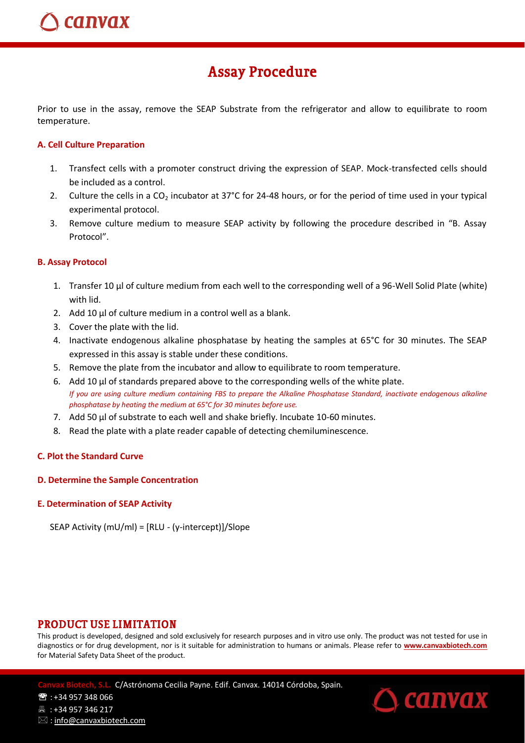# Assay Procedure

Prior to use in the assay, remove the SEAP Substrate from the refrigerator and allow to equilibrate to room temperature.

### A. Cell Culture Preparation

1. Transfect cells with a promoter construct driving the expression of SEAP. Mock-transfected cells should be included as a control.
2. Culture the cells in a $CO_2$ incubator at 37°C for 24-48 hours, or for the period of time used in your typical experimental protocol.
3. Remove culture medium to measure SEAP activity by following the procedure described in "B. Assay Protocol".

### B. Assay Protocol

1. Transfer 10 µl of culture medium from each well to the corresponding well of a 96-Well Solid Plate (white) with lid.
2. Add 10 µl of culture medium in a control well as a blank.
3. Cover the plate with the lid.
4. Inactivate endogenous alkaline phosphatase by heating the samples at 65°C for 30 minutes. The SEAP expressed in this assay is stable under these conditions.
5. Remove the plate from the incubator and allow to equilibrate to room temperature.
6. Add 10 µl of standards prepared above to the corresponding wells of the white plate.
   *If you are using culture medium containing FBS to prepare the Alkaline Phosphatase Standard, inactivate endogenous alkaline phosphatase by heating the medium at 65°C for 30 minutes before use.*
7. Add 50 µl of substrate to each well and shake briefly. Incubate 10-60 minutes.
8. Read the plate with a plate reader capable of detecting chemiluminescence.

### C. Plot the Standard Curve

### D. Determine the Sample Concentration

### E. Determination of SEAP Activity

SEAP Activity (mU/ml) = [RLU - (y-intercept)]/Slope

## PRODUCT USE LIMITATION

This product is developed, designed and sold exclusively for research purposes and in vitro use only. The product was not tested for use in diagnostics or for drug development, nor is it suitable for administration to humans or animals. Please refer to **www.canvaxbiotech.com** for Material Safety Data Sheet of the product.

Canvax Biotech, S.L. C/Astrónoma Cecilia Payne. Edif. Canvax. 14014 Córdoba, Spain.
☎ : +34 957 348 066
🖷 : +34 957 346 217
✉ : info@canvaxbiotech.com